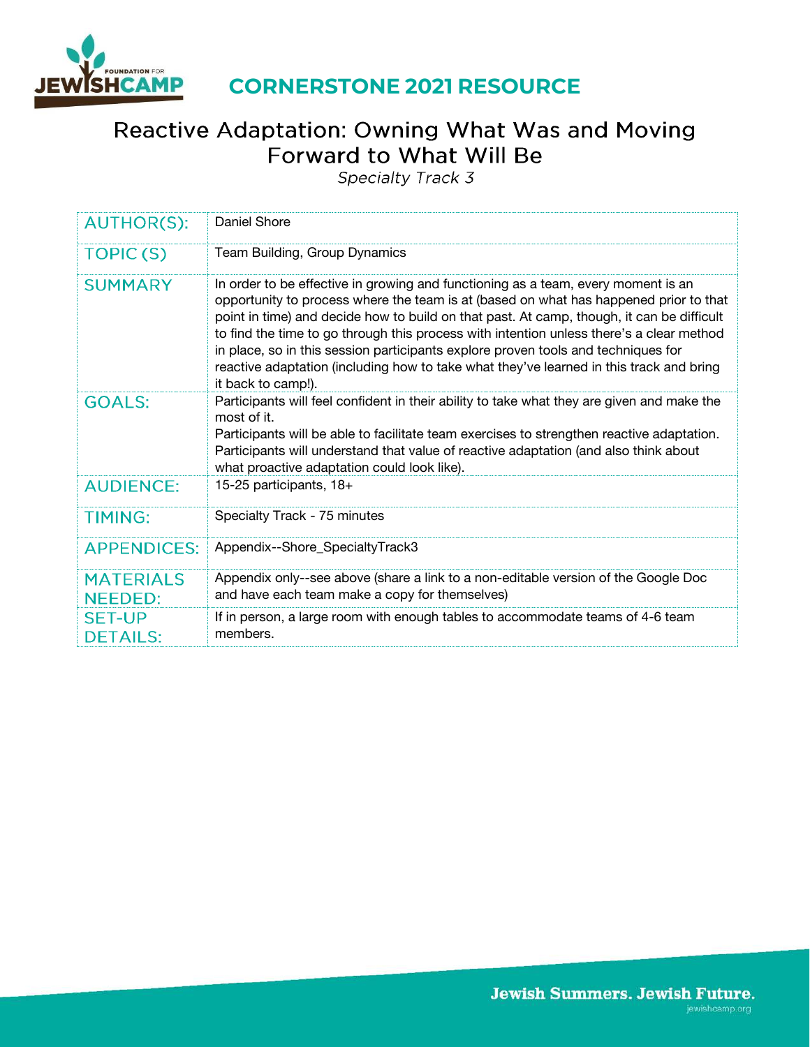# CORNERSTONE 2021 RESOURCE

## Reactive Adaptation: Owning What Was and Moving Forward to What Will Be

*Specialty Track 3*

| | |
|---|---|
| AUTHOR(S): | Daniel Shore |
| TOPIC (S) | Team Building, Group Dynamics |
| SUMMARY | In order to be effective in growing and functioning as a team, every moment is an opportunity to process where the team is at (based on what has happened prior to that point in time) and decide how to build on that past. At camp, though, it can be difficult to find the time to go through this process with intention unless there's a clear method in place, so in this session participants explore proven tools and techniques for reactive adaptation (including how to take what they've learned in this track and bring it back to camp!). |
| GOALS: | Participants will feel confident in their ability to take what they are given and make the most of it.<br>Participants will be able to facilitate team exercises to strengthen reactive adaptation.<br>Participants will understand that value of reactive adaptation (and also think about what proactive adaptation could look like). |
| AUDIENCE: | 15-25 participants, 18+ |
| TIMING: | Specialty Track - 75 minutes |
| APPENDICES: | Appendix--Shore_SpecialtyTrack3 |
| MATERIALS NEEDED: | Appendix only--see above (share a link to a non-editable version of the Google Doc and have each team make a copy for themselves) |
| SET-UP DETAILS: | If in person, a large room with enough tables to accommodate teams of 4-6 team members. |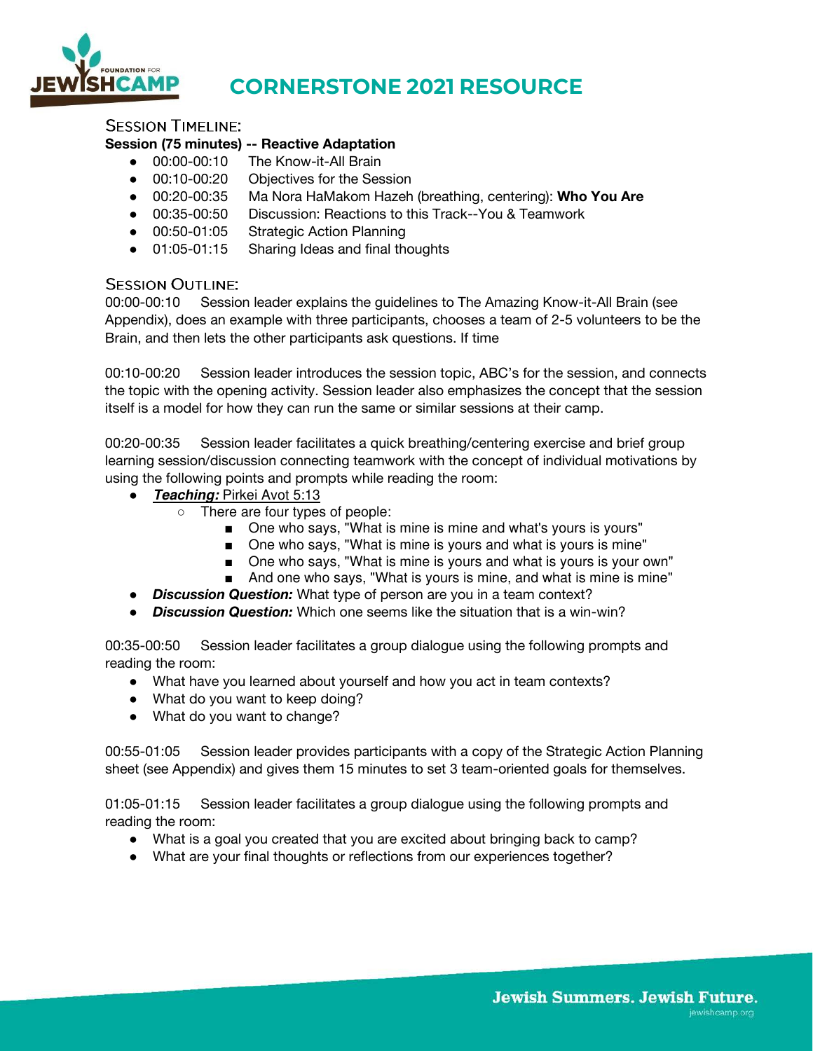# CORNERSTONE 2021 RESOURCE

## Session Timeline:

**Session (75 minutes) -- Reactive Adaptation**

- 00:00-00:10 The Know-it-All Brain
- 00:10-00:20 Objectives for the Session
- 00:20-00:35 Ma Nora HaMakom Hazeh (breathing, centering): **Who You Are**
- 00:35-00:50 Discussion: Reactions to this Track--You & Teamwork
- 00:50-01:05 Strategic Action Planning
- 01:05-01:15 Sharing Ideas and final thoughts

## Session Outline:

00:00-00:10 Session leader explains the guidelines to The Amazing Know-it-All Brain (see Appendix), does an example with three participants, chooses a team of 2-5 volunteers to be the Brain, and then lets the other participants ask questions. If time

00:10-00:20 Session leader introduces the session topic, ABC's for the session, and connects the topic with the opening activity. Session leader also emphasizes the concept that the session itself is a model for how they can run the same or similar sessions at their camp.

00:20-00:35 Session leader facilitates a quick breathing/centering exercise and brief group learning session/discussion connecting teamwork with the concept of individual motivations by using the following points and prompts while reading the room:

- ***Teaching:*** Pirkei Avot 5:13
  - There are four types of people:
    - One who says, "What is mine is mine and what's yours is yours"
    - One who says, "What is mine is yours and what is yours is mine"
    - One who says, "What is mine is yours and what is yours is your own"
    - And one who says, "What is yours is mine, and what is mine is mine"
- ***Discussion Question:*** What type of person are you in a team context?
- ***Discussion Question:*** Which one seems like the situation that is a win-win?

00:35-00:50 Session leader facilitates a group dialogue using the following prompts and reading the room:

- What have you learned about yourself and how you act in team contexts?
- What do you want to keep doing?
- What do you want to change?

00:55-01:05 Session leader provides participants with a copy of the Strategic Action Planning sheet (see Appendix) and gives them 15 minutes to set 3 team-oriented goals for themselves.

01:05-01:15 Session leader facilitates a group dialogue using the following prompts and reading the room:

- What is a goal you created that you are excited about bringing back to camp?
- What are your final thoughts or reflections from our experiences together?